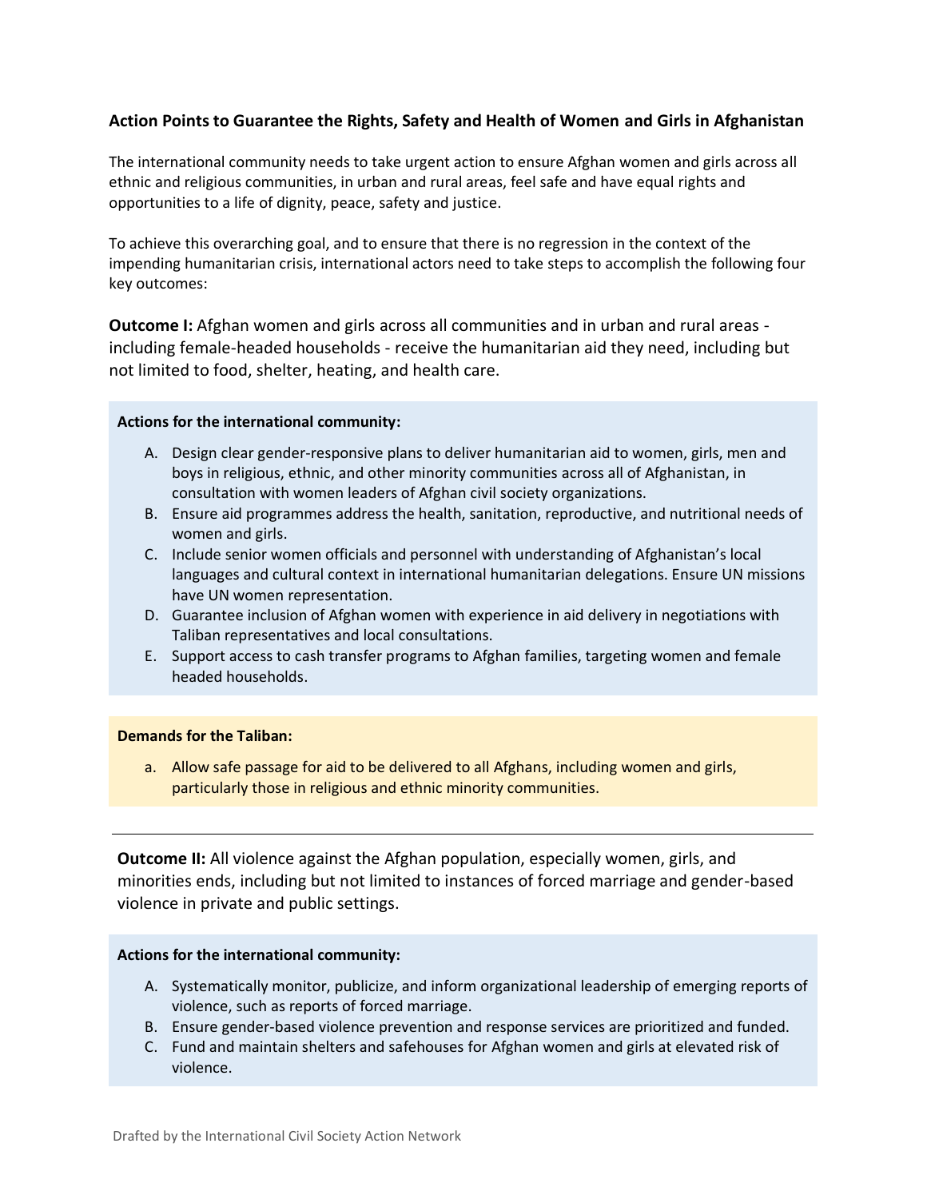## Action Points to Guarantee the Rights, Safety and Health of Women and Girls in Afghanistan

The international community needs to take urgent action to ensure Afghan women and girls across all ethnic and religious communities, in urban and rural areas, feel safe and have equal rights and opportunities to a life of dignity, peace, safety and justice.

To achieve this overarching goal, and to ensure that there is no regression in the context of the impending humanitarian crisis, international actors need to take steps to accomplish the following four key outcomes:

**Outcome I:** Afghan women and girls across all communities and in urban and rural areas - including female-headed households - receive the humanitarian aid they need, including but not limited to food, shelter, heating, and health care.

**Actions for the international community:**

A. Design clear gender-responsive plans to deliver humanitarian aid to women, girls, men and boys in religious, ethnic, and other minority communities across all of Afghanistan, in consultation with women leaders of Afghan civil society organizations.
B. Ensure aid programmes address the health, sanitation, reproductive, and nutritional needs of women and girls.
C. Include senior women officials and personnel with understanding of Afghanistan's local languages and cultural context in international humanitarian delegations. Ensure UN missions have UN women representation.
D. Guarantee inclusion of Afghan women with experience in aid delivery in negotiations with Taliban representatives and local consultations.
E. Support access to cash transfer programs to Afghan families, targeting women and female headed households.

**Demands for the Taliban:**

a. Allow safe passage for aid to be delivered to all Afghans, including women and girls, particularly those in religious and ethnic minority communities.

---

**Outcome II:** All violence against the Afghan population, especially women, girls, and minorities ends, including but not limited to instances of forced marriage and gender-based violence in private and public settings.

**Actions for the international community:**

A. Systematically monitor, publicize, and inform organizational leadership of emerging reports of violence, such as reports of forced marriage.
B. Ensure gender-based violence prevention and response services are prioritized and funded.
C. Fund and maintain shelters and safehouses for Afghan women and girls at elevated risk of violence.

Drafted by the International Civil Society Action Network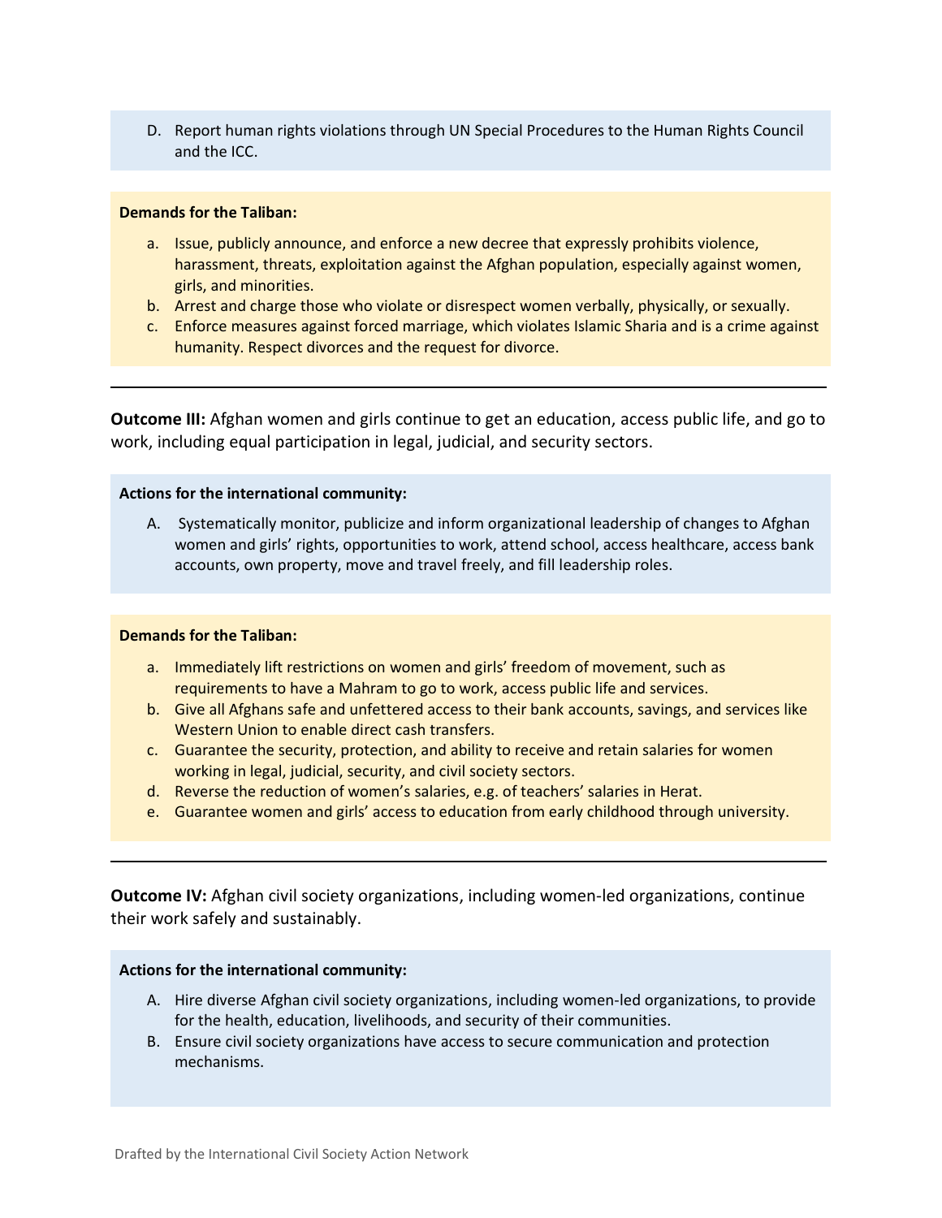D. Report human rights violations through UN Special Procedures to the Human Rights Council and the ICC.

**Demands for the Taliban:**

a. Issue, publicly announce, and enforce a new decree that expressly prohibits violence, harassment, threats, exploitation against the Afghan population, especially against women, girls, and minorities.
b. Arrest and charge those who violate or disrespect women verbally, physically, or sexually.
c. Enforce measures against forced marriage, which violates Islamic Sharia and is a crime against humanity. Respect divorces and the request for divorce.

---

**Outcome III:** Afghan women and girls continue to get an education, access public life, and go to work, including equal participation in legal, judicial, and security sectors.

**Actions for the international community:**

A. Systematically monitor, publicize and inform organizational leadership of changes to Afghan women and girls' rights, opportunities to work, attend school, access healthcare, access bank accounts, own property, move and travel freely, and fill leadership roles.

**Demands for the Taliban:**

a. Immediately lift restrictions on women and girls' freedom of movement, such as requirements to have a Mahram to go to work, access public life and services.
b. Give all Afghans safe and unfettered access to their bank accounts, savings, and services like Western Union to enable direct cash transfers.
c. Guarantee the security, protection, and ability to receive and retain salaries for women working in legal, judicial, security, and civil society sectors.
d. Reverse the reduction of women's salaries, e.g. of teachers' salaries in Herat.
e. Guarantee women and girls' access to education from early childhood through university.

---

**Outcome IV:** Afghan civil society organizations, including women-led organizations, continue their work safely and sustainably.

**Actions for the international community:**

A. Hire diverse Afghan civil society organizations, including women-led organizations, to provide for the health, education, livelihoods, and security of their communities.
B. Ensure civil society organizations have access to secure communication and protection mechanisms.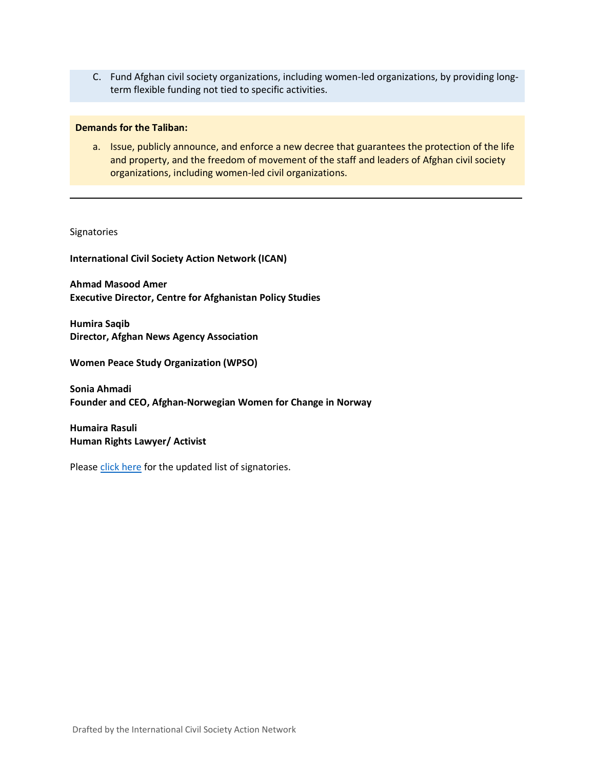C. Fund Afghan civil society organizations, including women-led organizations, by providing long-term flexible funding not tied to specific activities.

**Demands for the Taliban:**

a. Issue, publicly announce, and enforce a new decree that guarantees the protection of the life and property, and the freedom of movement of the staff and leaders of Afghan civil society organizations, including women-led civil organizations.

---

Signatories

**International Civil Society Action Network (ICAN)**

**Ahmad Masood Amer**
**Executive Director, Centre for Afghanistan Policy Studies**

**Humira Saqib**
**Director, Afghan News Agency Association**

**Women Peace Study Organization (WPSO)**

**Sonia Ahmadi**
**Founder and CEO, Afghan-Norwegian Women for Change in Norway**

**Humaira Rasuli**
**Human Rights Lawyer/ Activist**

Please click here for the updated list of signatories.

Drafted by the International Civil Society Action Network